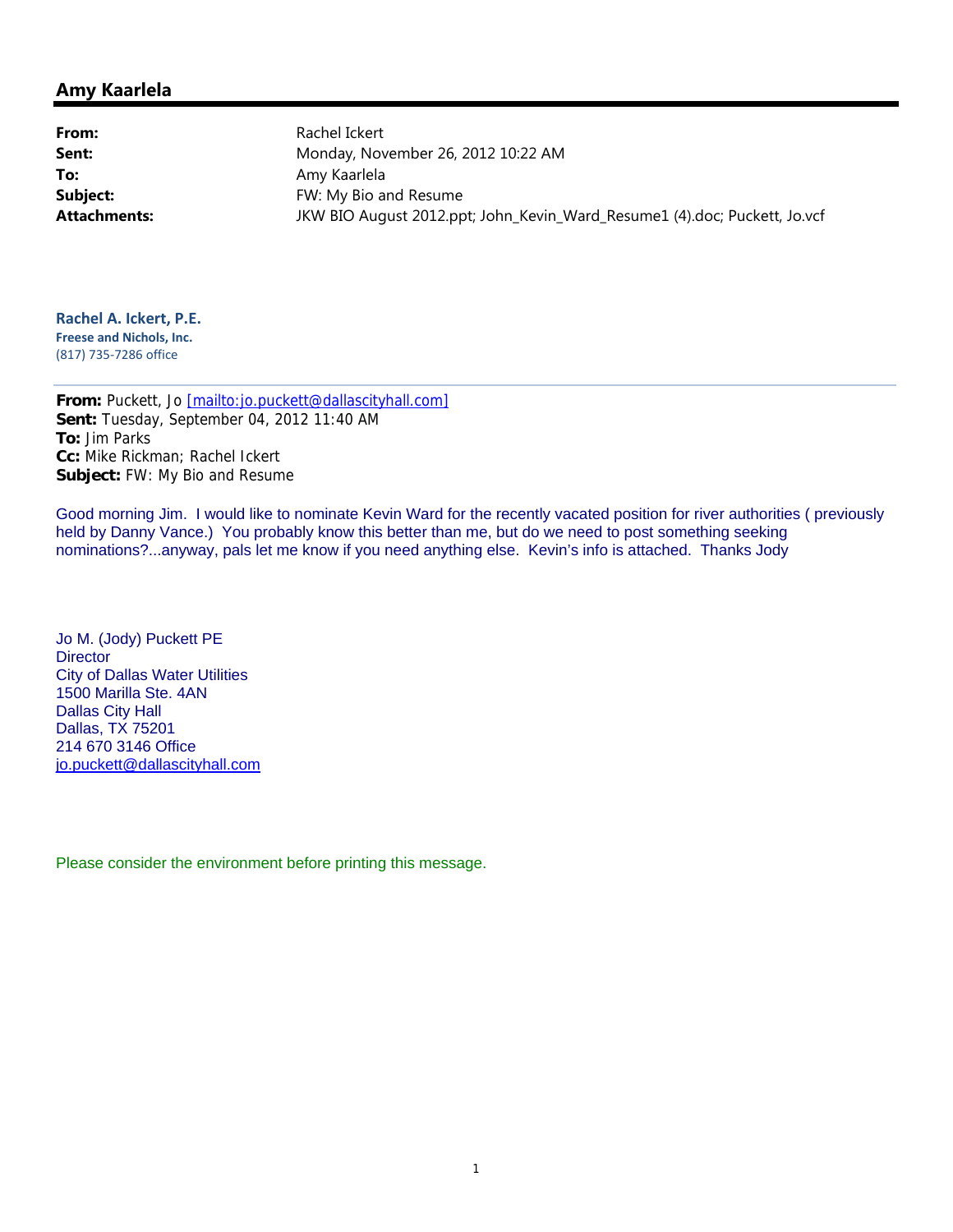## Amy Kaarlela

| | |
|---|---|
| **From:** | Rachel Ickert |
| **Sent:** | Monday, November 26, 2012 10:22 AM |
| **To:** | Amy Kaarlela |
| **Subject:** | FW: My Bio and Resume |
| **Attachments:** | JKW BIO August 2012.ppt; John_Kevin_Ward_Resume1 (4).doc; Puckett, Jo.vcf |

**Rachel A. Ickert, P.E.**
**Freese and Nichols, Inc.**
(817) 735-7286 office

---

**From:** Puckett, Jo [mailto:jo.puckett@dallascityhall.com]
**Sent:** Tuesday, September 04, 2012 11:40 AM
**To:** Jim Parks
**Cc:** Mike Rickman; Rachel Ickert
**Subject:** FW: My Bio and Resume

Good morning Jim. I would like to nominate Kevin Ward for the recently vacated position for river authorities ( previously held by Danny Vance.) You probably know this better than me, but do we need to post something seeking nominations?...anyway, pals let me know if you need anything else. Kevin's info is attached. Thanks Jody

Jo M. (Jody) Puckett PE
Director
City of Dallas Water Utilities
1500 Marilla Ste. 4AN
Dallas City Hall
Dallas, TX 75201
214 670 3146 Office
jo.puckett@dallascityhall.com

Please consider the environment before printing this message.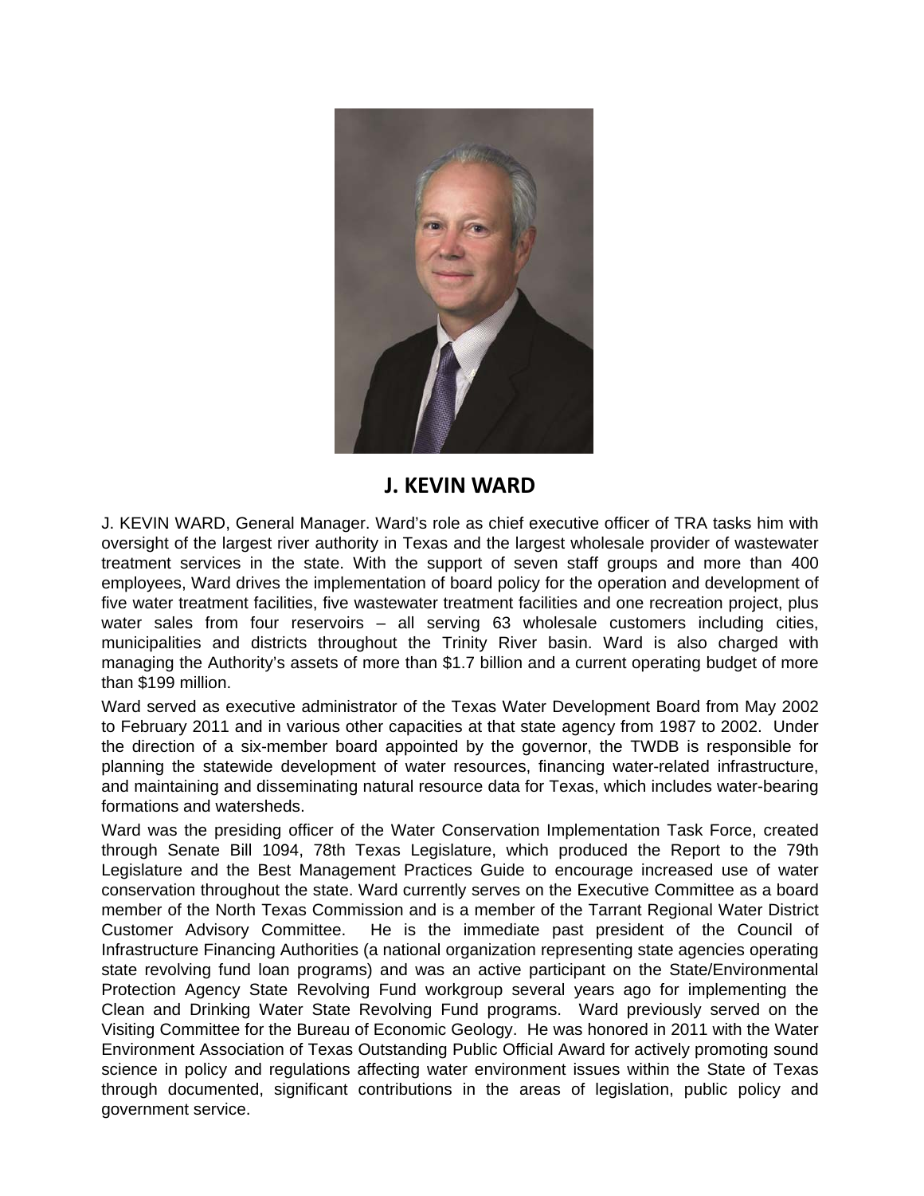# J. KEVIN WARD

J. KEVIN WARD, General Manager. Ward's role as chief executive officer of TRA tasks him with oversight of the largest river authority in Texas and the largest wholesale provider of wastewater treatment services in the state. With the support of seven staff groups and more than 400 employees, Ward drives the implementation of board policy for the operation and development of five water treatment facilities, five wastewater treatment facilities and one recreation project, plus water sales from four reservoirs – all serving 63 wholesale customers including cities, municipalities and districts throughout the Trinity River basin. Ward is also charged with managing the Authority's assets of more than $1.7 billion and a current operating budget of more than $199 million.

Ward served as executive administrator of the Texas Water Development Board from May 2002 to February 2011 and in various other capacities at that state agency from 1987 to 2002. Under the direction of a six-member board appointed by the governor, the TWDB is responsible for planning the statewide development of water resources, financing water-related infrastructure, and maintaining and disseminating natural resource data for Texas, which includes water-bearing formations and watersheds.

Ward was the presiding officer of the Water Conservation Implementation Task Force, created through Senate Bill 1094, 78th Texas Legislature, which produced the Report to the 79th Legislature and the Best Management Practices Guide to encourage increased use of water conservation throughout the state. Ward currently serves on the Executive Committee as a board member of the North Texas Commission and is a member of the Tarrant Regional Water District Customer Advisory Committee. He is the immediate past president of the Council of Infrastructure Financing Authorities (a national organization representing state agencies operating state revolving fund loan programs) and was an active participant on the State/Environmental Protection Agency State Revolving Fund workgroup several years ago for implementing the Clean and Drinking Water State Revolving Fund programs. Ward previously served on the Visiting Committee for the Bureau of Economic Geology. He was honored in 2011 with the Water Environment Association of Texas Outstanding Public Official Award for actively promoting sound science in policy and regulations affecting water environment issues within the State of Texas through documented, significant contributions in the areas of legislation, public policy and government service.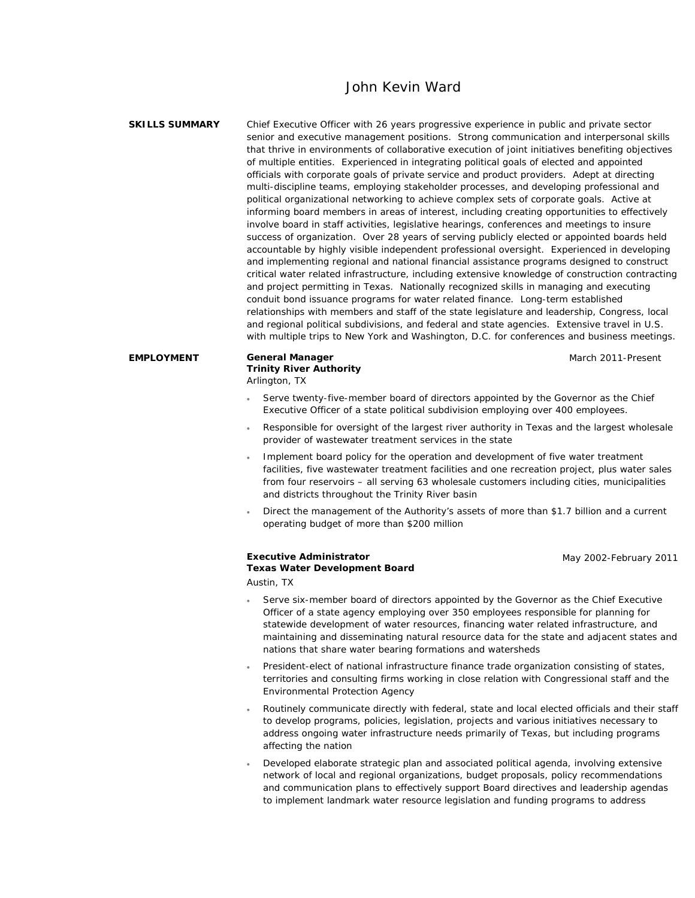# John Kevin Ward

## SKILLS SUMMARY

Chief Executive Officer with 26 years progressive experience in public and private sector senior and executive management positions. Strong communication and interpersonal skills that thrive in environments of collaborative execution of joint initiatives benefiting objectives of multiple entities. Experienced in integrating political goals of elected and appointed officials with corporate goals of private service and product providers. Adept at directing multi-discipline teams, employing stakeholder processes, and developing professional and political organizational networking to achieve complex sets of corporate goals. Active at informing board members in areas of interest, including creating opportunities to effectively involve board in staff activities, legislative hearings, conferences and meetings to insure success of organization. Over 28 years of serving publicly elected or appointed boards held accountable by highly visible independent professional oversight. Experienced in developing and implementing regional and national financial assistance programs designed to construct critical water related infrastructure, including extensive knowledge of construction contracting and project permitting in Texas. Nationally recognized skills in managing and executing conduit bond issuance programs for water related finance. Long-term established relationships with members and staff of the state legislature and leadership, Congress, local and regional political subdivisions, and federal and state agencies. Extensive travel in U.S. with multiple trips to New York and Washington, D.C. for conferences and business meetings.

## EMPLOYMENT

**General Manager** — March 2011-Present
**Trinity River Authority**
Arlington, TX

- Serve twenty-five-member board of directors appointed by the Governor as the Chief Executive Officer of a state political subdivision employing over 400 employees.
- Responsible for oversight of the largest river authority in Texas and the largest wholesale provider of wastewater treatment services in the state
- Implement board policy for the operation and development of five water treatment facilities, five wastewater treatment facilities and one recreation project, plus water sales from four reservoirs – all serving 63 wholesale customers including cities, municipalities and districts throughout the Trinity River basin
- Direct the management of the Authority's assets of more than $1.7 billion and a current operating budget of more than $200 million

**Executive Administrator** — May 2002-February 2011
**Texas Water Development Board**
Austin, TX

- Serve six-member board of directors appointed by the Governor as the Chief Executive Officer of a state agency employing over 350 employees responsible for planning for statewide development of water resources, financing water related infrastructure, and maintaining and disseminating natural resource data for the state and adjacent states and nations that share water bearing formations and watersheds
- President-elect of national infrastructure finance trade organization consisting of states, territories and consulting firms working in close relation with Congressional staff and the Environmental Protection Agency
- Routinely communicate directly with federal, state and local elected officials and their staff to develop programs, policies, legislation, projects and various initiatives necessary to address ongoing water infrastructure needs primarily of Texas, but including programs affecting the nation
- Developed elaborate strategic plan and associated political agenda, involving extensive network of local and regional organizations, budget proposals, policy recommendations and communication plans to effectively support Board directives and leadership agendas to implement landmark water resource legislation and funding programs to address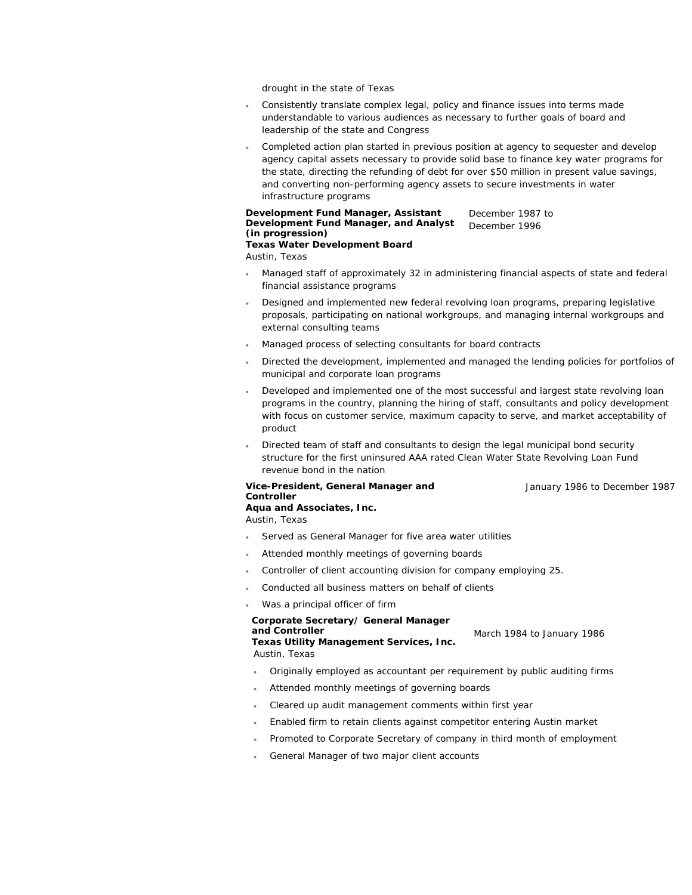drought in the state of Texas

- Consistently translate complex legal, policy and finance issues into terms made understandable to various audiences as necessary to further goals of board and leadership of the state and Congress
- Completed action plan started in previous position at agency to sequester and develop agency capital assets necessary to provide solid base to finance key water programs for the state, directing the refunding of debt for over $50 million in present value savings, and converting non-performing agency assets to secure investments in water infrastructure programs

**Development Fund Manager, Assistant Development Fund Manager, and Analyst (in progression)** December 1987 to December 1996
**Texas Water Development Board**
Austin, Texas

- Managed staff of approximately 32 in administering financial aspects of state and federal financial assistance programs
- Designed and implemented new federal revolving loan programs, preparing legislative proposals, participating on national workgroups, and managing internal workgroups and external consulting teams
- Managed process of selecting consultants for board contracts
- Directed the development, implemented and managed the lending policies for portfolios of municipal and corporate loan programs
- Developed and implemented one of the most successful and largest state revolving loan programs in the country, planning the hiring of staff, consultants and policy development with focus on customer service, maximum capacity to serve, and market acceptability of product
- Directed team of staff and consultants to design the legal municipal bond security structure for the first uninsured AAA rated Clean Water State Revolving Loan Fund revenue bond in the nation

**Vice-President, General Manager and Controller** January 1986 to December 1987
**Aqua and Associates, Inc.**
Austin, Texas

- Served as General Manager for five area water utilities
- Attended monthly meetings of governing boards
- Controller of client accounting division for company employing 25.
- Conducted all business matters on behalf of clients
- Was a principal officer of firm

**Corporate Secretary/ General Manager and Controller** March 1984 to January 1986
**Texas Utility Management Services, Inc.**
Austin, Texas

- Originally employed as accountant per requirement by public auditing firms
- Attended monthly meetings of governing boards
- Cleared up audit management comments within first year
- Enabled firm to retain clients against competitor entering Austin market
- Promoted to Corporate Secretary of company in third month of employment
- General Manager of two major client accounts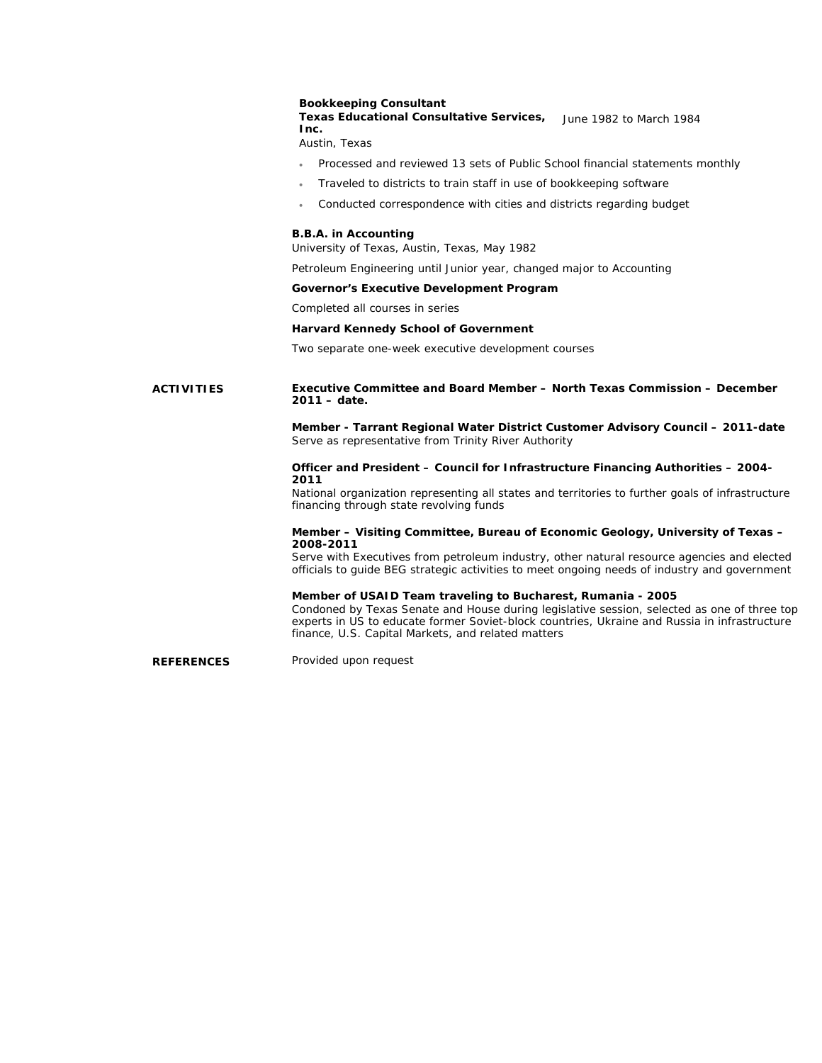**Bookkeeping Consultant**
**Texas Educational Consultative Services, Inc.** June 1982 to March 1984
Austin, Texas

- Processed and reviewed 13 sets of Public School financial statements monthly
- Traveled to districts to train staff in use of bookkeeping software
- Conducted correspondence with cities and districts regarding budget

**B.B.A. in Accounting**
University of Texas, Austin, Texas, May 1982

Petroleum Engineering until Junior year, changed major to Accounting

**Governor's Executive Development Program**

Completed all courses in series

**Harvard Kennedy School of Government**

Two separate one-week executive development courses

## ACTIVITIES

**Executive Committee and Board Member – North Texas Commission – December 2011 – date.**

**Member - Tarrant Regional Water District Customer Advisory Council – 2011-date**
Serve as representative from Trinity River Authority

**Officer and President – Council for Infrastructure Financing Authorities – 2004-2011**
National organization representing all states and territories to further goals of infrastructure financing through state revolving funds

**Member – Visiting Committee, Bureau of Economic Geology, University of Texas – 2008-2011**
Serve with Executives from petroleum industry, other natural resource agencies and elected officials to guide BEG strategic activities to meet ongoing needs of industry and government

**Member of USAID Team traveling to Bucharest, Rumania - 2005**
Condoned by Texas Senate and House during legislative session, selected as one of three top experts in US to educate former Soviet-block countries, Ukraine and Russia in infrastructure finance, U.S. Capital Markets, and related matters

## REFERENCES

Provided upon request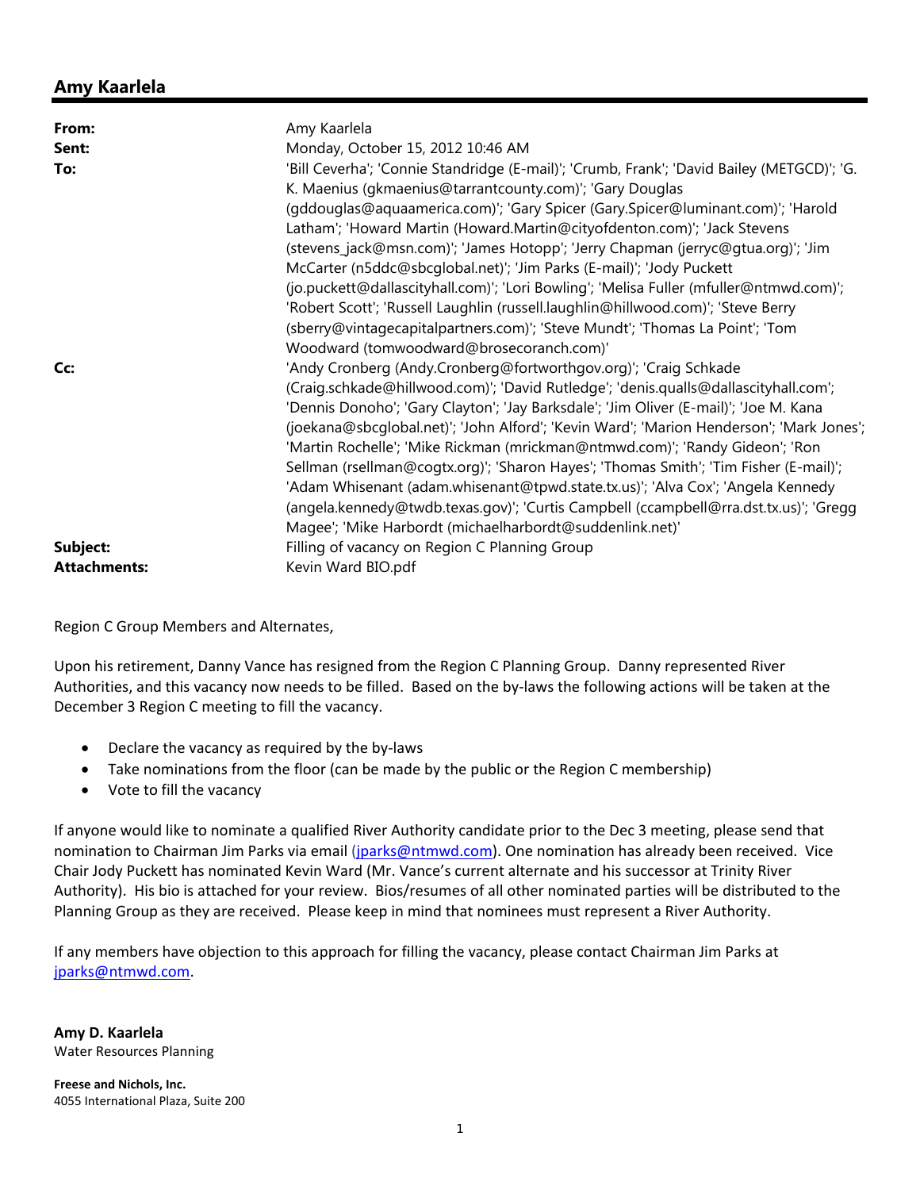## Amy Kaarlela

| | |
|---|---|
| **From:** | Amy Kaarlela |
| **Sent:** | Monday, October 15, 2012 10:46 AM |
| **To:** | 'Bill Ceverha'; 'Connie Standridge (E-mail)'; 'Crumb, Frank'; 'David Bailey (METGCD)'; 'G. K. Maenius (gkmaenius@tarrantcounty.com)'; 'Gary Douglas (gddouglas@aquaamerica.com)'; 'Gary Spicer (Gary.Spicer@luminant.com)'; 'Harold Latham'; 'Howard Martin (Howard.Martin@cityofdenton.com)'; 'Jack Stevens (stevens_jack@msn.com)'; 'James Hotopp'; 'Jerry Chapman (jerryc@gtua.org)'; 'Jim McCarter (n5ddc@sbcglobal.net)'; 'Jim Parks (E-mail)'; 'Jody Puckett (jo.puckett@dallascityhall.com)'; 'Lori Bowling'; 'Melisa Fuller (mfuller@ntmwd.com)'; 'Robert Scott'; 'Russell Laughlin (russell.laughlin@hillwood.com)'; 'Steve Berry (sberry@vintagecapitalpartners.com)'; 'Steve Mundt'; 'Thomas La Point'; 'Tom Woodward (tomwoodward@brosecoranch.com)' |
| **Cc:** | 'Andy Cronberg (Andy.Cronberg@fortworthgov.org)'; 'Craig Schkade (Craig.schkade@hillwood.com)'; 'David Rutledge'; 'denis.qualls@dallascityhall.com'; 'Dennis Donoho'; 'Gary Clayton'; 'Jay Barksdale'; 'Jim Oliver (E-mail)'; 'Joe M. Kana (joekana@sbcglobal.net)'; 'John Alford'; 'Kevin Ward'; 'Marion Henderson'; 'Mark Jones'; 'Martin Rochelle'; 'Mike Rickman (mrickman@ntmwd.com)'; 'Randy Gideon'; 'Ron Sellman (rsellman@cogtx.org)'; 'Sharon Hayes'; 'Thomas Smith'; 'Tim Fisher (E-mail)'; 'Adam Whisenant (adam.whisenant@tpwd.state.tx.us)'; 'Alva Cox'; 'Angela Kennedy (angela.kennedy@twdb.texas.gov)'; 'Curtis Campbell (ccampbell@rra.dst.tx.us)'; 'Gregg Magee'; 'Mike Harbordt (michaelharbordt@suddenlink.net)' |
| **Subject:** | Filling of vacancy on Region C Planning Group |
| **Attachments:** | Kevin Ward BIO.pdf |

Region C Group Members and Alternates,

Upon his retirement, Danny Vance has resigned from the Region C Planning Group. Danny represented River Authorities, and this vacancy now needs to be filled. Based on the by-laws the following actions will be taken at the December 3 Region C meeting to fill the vacancy.

- Declare the vacancy as required by the by-laws
- Take nominations from the floor (can be made by the public or the Region C membership)
- Vote to fill the vacancy

If anyone would like to nominate a qualified River Authority candidate prior to the Dec 3 meeting, please send that nomination to Chairman Jim Parks via email (jparks@ntmwd.com). One nomination has already been received. Vice Chair Jody Puckett has nominated Kevin Ward (Mr. Vance's current alternate and his successor at Trinity River Authority). His bio is attached for your review. Bios/resumes of all other nominated parties will be distributed to the Planning Group as they are received. Please keep in mind that nominees must represent a River Authority.

If any members have objection to this approach for filling the vacancy, please contact Chairman Jim Parks at jparks@ntmwd.com.

**Amy D. Kaarlela**
Water Resources Planning

**Freese and Nichols, Inc.**
4055 International Plaza, Suite 200